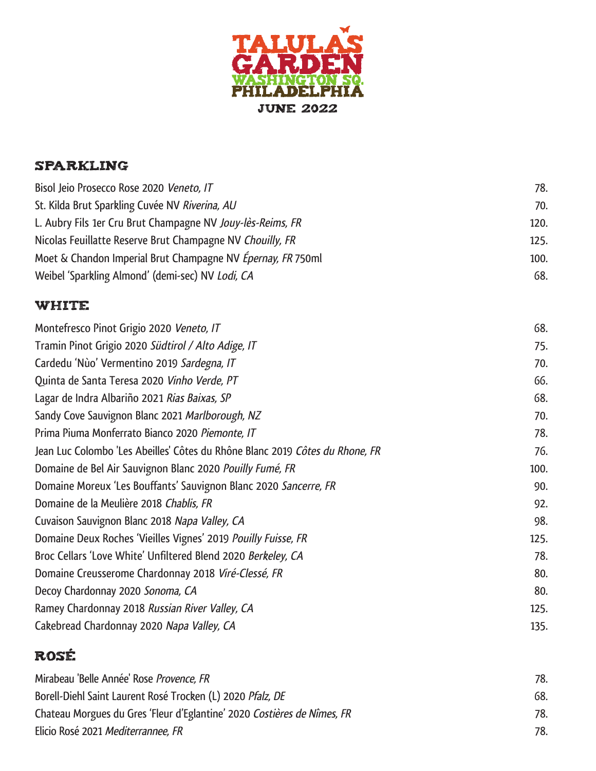# TALULA'S GARDEN

## WASHINGTON SQ. PHILADELPHIA

### JUNE 2022

## SPARKLING

| Wine | Price |
|---|---|
| Bisol Jeio Prosecco Rose 2020 *Veneto, IT* | 78. |
| St. Kilda Brut Sparkling Cuvée NV *Riverina, AU* | 70. |
| L. Aubry Fils 1er Cru Brut Champagne NV *Jouy-lès-Reims, FR* | 120. |
| Nicolas Feuillatte Reserve Brut Champagne NV *Chouilly, FR* | 125. |
| Moet & Chandon Imperial Brut Champagne NV *Épernay, FR* 750ml | 100. |
| Weibel 'Sparkling Almond' (demi-sec) NV *Lodi, CA* | 68. |

## WHITE

| Wine | Price |
|---|---|
| Montefresco Pinot Grigio 2020 *Veneto, IT* | 68. |
| Tramin Pinot Grigio 2020 *Südtirol / Alto Adige, IT* | 75. |
| Cardedu 'Nùo' Vermentino 2019 *Sardegna, IT* | 70. |
| Quinta de Santa Teresa 2020 *Vinho Verde, PT* | 66. |
| Lagar de Indra Albariño 2021 *Rias Baixas, SP* | 68. |
| Sandy Cove Sauvignon Blanc 2021 *Marlborough, NZ* | 70. |
| Prima Piuma Monferrato Bianco 2020 *Piemonte, IT* | 78. |
| Jean Luc Colombo 'Les Abeilles' Côtes du Rhône Blanc 2019 *Côtes du Rhone, FR* | 76. |
| Domaine de Bel Air Sauvignon Blanc 2020 *Pouilly Fumé, FR* | 100. |
| Domaine Moreux 'Les Bouffants' Sauvignon Blanc 2020 *Sancerre, FR* | 90. |
| Domaine de la Meulière 2018 *Chablis, FR* | 92. |
| Cuvaison Sauvignon Blanc 2018 *Napa Valley, CA* | 98. |
| Domaine Deux Roches 'Vieilles Vignes' 2019 *Pouilly Fuisse, FR* | 125. |
| Broc Cellars 'Love White' Unfiltered Blend 2020 *Berkeley, CA* | 78. |
| Domaine Creusserome Chardonnay 2018 *Viré-Clessé, FR* | 80. |
| Decoy Chardonnay 2020 *Sonoma, CA* | 80. |
| Ramey Chardonnay 2018 *Russian River Valley, CA* | 125. |
| Cakebread Chardonnay 2020 *Napa Valley, CA* | 135. |

## ROSÉ

| Wine | Price |
|---|---|
| Mirabeau 'Belle Année' Rose *Provence, FR* | 78. |
| Borell-Diehl Saint Laurent Rosé Trocken (L) 2020 *Pfalz, DE* | 68. |
| Chateau Morgues du Gres 'Fleur d'Eglantine' 2020 *Costières de Nîmes, FR* | 78. |
| Elicio Rosé 2021 *Mediterrannee, FR* | 78. |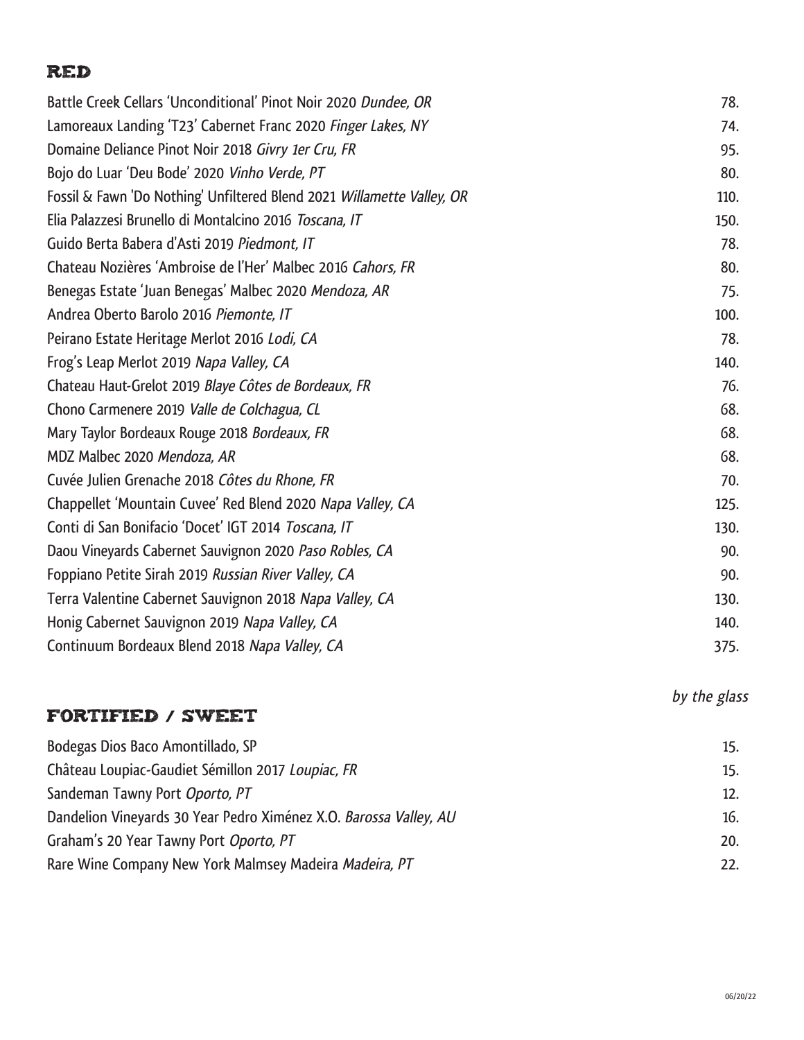## RED

| | |
|---|---|
| Battle Creek Cellars 'Unconditional' Pinot Noir 2020 *Dundee, OR* | 78. |
| Lamoreaux Landing 'T23' Cabernet Franc 2020 *Finger Lakes, NY* | 74. |
| Domaine Deliance Pinot Noir 2018 *Givry 1er Cru, FR* | 95. |
| Bojo do Luar 'Deu Bode' 2020 *Vinho Verde, PT* | 80. |
| Fossil & Fawn 'Do Nothing' Unfiltered Blend 2021 *Willamette Valley, OR* | 110. |
| Elia Palazzesi Brunello di Montalcino 2016 *Toscana, IT* | 150. |
| Guido Berta Babera d'Asti 2019 *Piedmont, IT* | 78. |
| Chateau Nozières 'Ambroise de l'Her' Malbec 2016 *Cahors, FR* | 80. |
| Benegas Estate 'Juan Benegas' Malbec 2020 *Mendoza, AR* | 75. |
| Andrea Oberto Barolo 2016 *Piemonte, IT* | 100. |
| Peirano Estate Heritage Merlot 2016 *Lodi, CA* | 78. |
| Frog's Leap Merlot 2019 *Napa Valley, CA* | 140. |
| Chateau Haut-Grelot 2019 *Blaye Côtes de Bordeaux, FR* | 76. |
| Chono Carmenere 2019 *Valle de Colchagua, CL* | 68. |
| Mary Taylor Bordeaux Rouge 2018 *Bordeaux, FR* | 68. |
| MDZ Malbec 2020 *Mendoza, AR* | 68. |
| Cuvée Julien Grenache 2018 *Côtes du Rhone, FR* | 70. |
| Chappellet 'Mountain Cuvee' Red Blend 2020 *Napa Valley, CA* | 125. |
| Conti di San Bonifacio 'Docet' IGT 2014 *Toscana, IT* | 130. |
| Daou Vineyards Cabernet Sauvignon 2020 *Paso Robles, CA* | 90. |
| Foppiano Petite Sirah 2019 *Russian River Valley, CA* | 90. |
| Terra Valentine Cabernet Sauvignon 2018 *Napa Valley, CA* | 130. |
| Honig Cabernet Sauvignon 2019 *Napa Valley, CA* | 140. |
| Continuum Bordeaux Blend 2018 *Napa Valley, CA* | 375. |

## FORTIFIED / SWEET

| | *by the glass* |
|---|---|
| Bodegas Dios Baco Amontillado, SP | 15. |
| Château Loupiac-Gaudiet Sémillon 2017 *Loupiac, FR* | 15. |
| Sandeman Tawny Port *Oporto, PT* | 12. |
| Dandelion Vineyards 30 Year Pedro Ximénez X.O. *Barossa Valley, AU* | 16. |
| Graham's 20 Year Tawny Port *Oporto, PT* | 20. |
| Rare Wine Company New York Malmsey Madeira *Madeira, PT* | 22. |

06/20/22